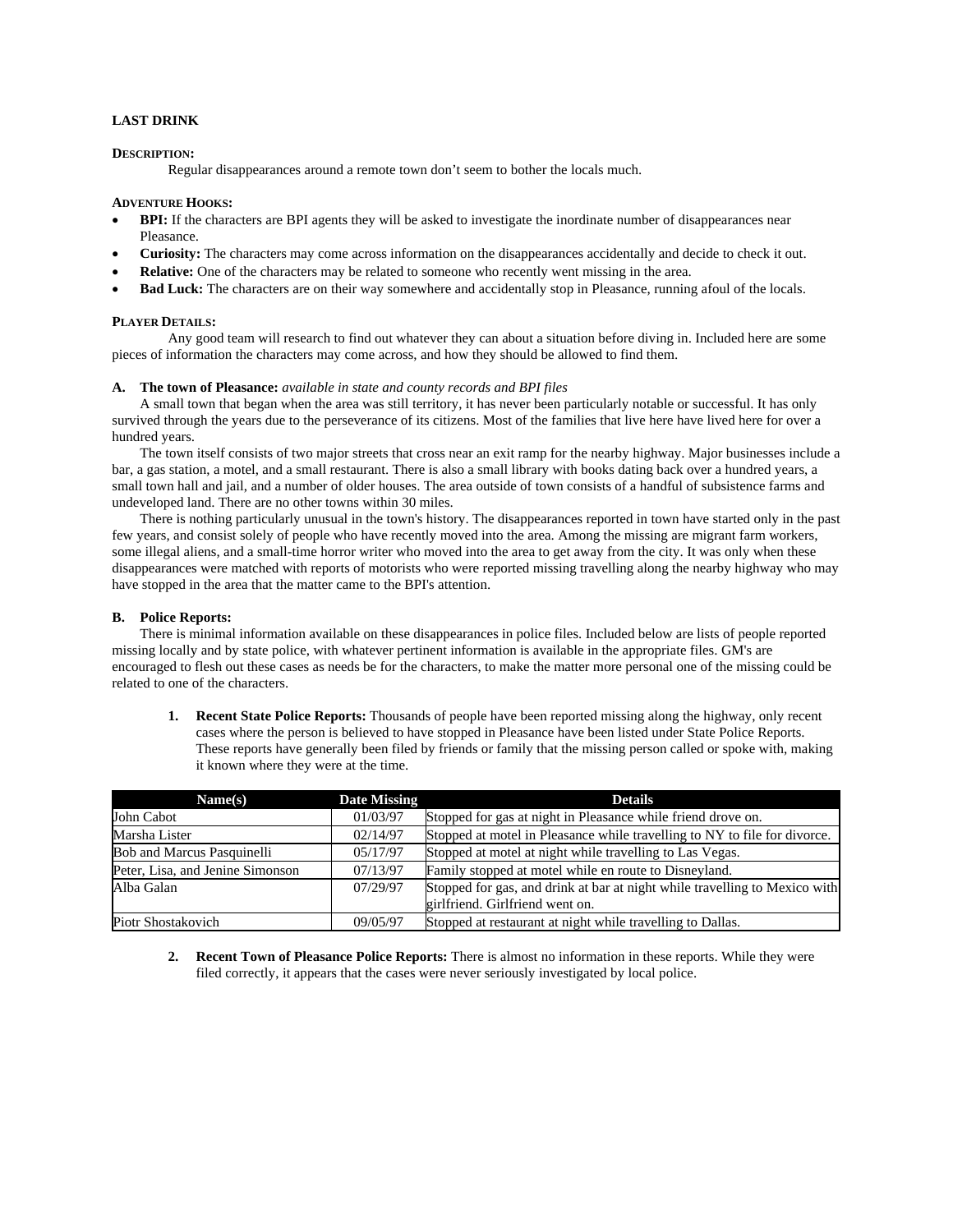# LAST DRINK

**DESCRIPTION:**

Regular disappearances around a remote town don't seem to bother the locals much.

**ADVENTURE HOOKS:**

- **BPI:** If the characters are BPI agents they will be asked to investigate the inordinate number of disappearances near Pleasance.
- **Curiosity:** The characters may come across information on the disappearances accidentally and decide to check it out.
- **Relative:** One of the characters may be related to someone who recently went missing in the area.
- **Bad Luck:** The characters are on their way somewhere and accidentally stop in Pleasance, running afoul of the locals.

**PLAYER DETAILS:**

Any good team will research to find out whatever they can about a situation before diving in. Included here are some pieces of information the characters may come across, and how they should be allowed to find them.

**A. The town of Pleasance:** *available in state and county records and BPI files*

A small town that began when the area was still territory, it has never been particularly notable or successful. It has only survived through the years due to the perseverance of its citizens. Most of the families that live here have lived here for over a hundred years.

The town itself consists of two major streets that cross near an exit ramp for the nearby highway. Major businesses include a bar, a gas station, a motel, and a small restaurant. There is also a small library with books dating back over a hundred years, a small town hall and jail, and a number of older houses. The area outside of town consists of a handful of subsistence farms and undeveloped land. There are no other towns within 30 miles.

There is nothing particularly unusual in the town's history. The disappearances reported in town have started only in the past few years, and consist solely of people who have recently moved into the area. Among the missing are migrant farm workers, some illegal aliens, and a small-time horror writer who moved into the area to get away from the city. It was only when these disappearances were matched with reports of motorists who were reported missing travelling along the nearby highway who may have stopped in the area that the matter came to the BPI's attention.

**B. Police Reports:**

There is minimal information available on these disappearances in police files. Included below are lists of people reported missing locally and by state police, with whatever pertinent information is available in the appropriate files. GM's are encouraged to flesh out these cases as needs be for the characters, to make the matter more personal one of the missing could be related to one of the characters.

1. **Recent State Police Reports:** Thousands of people have been reported missing along the highway, only recent cases where the person is believed to have stopped in Pleasance have been listed under State Police Reports. These reports have generally been filed by friends or family that the missing person called or spoke with, making it known where they were at the time.

| Name(s) | Date Missing | Details |
|---|---|---|
| John Cabot | 01/03/97 | Stopped for gas at night in Pleasance while friend drove on. |
| Marsha Lister | 02/14/97 | Stopped at motel in Pleasance while travelling to NY to file for divorce. |
| Bob and Marcus Pasquinelli | 05/17/97 | Stopped at motel at night while travelling to Las Vegas. |
| Peter, Lisa, and Jenine Simonson | 07/13/97 | Family stopped at motel while en route to Disneyland. |
| Alba Galan | 07/29/97 | Stopped for gas, and drink at bar at night while travelling to Mexico with girlfriend. Girlfriend went on. |
| Piotr Shostakovich | 09/05/97 | Stopped at restaurant at night while travelling to Dallas. |

2. **Recent Town of Pleasance Police Reports:** There is almost no information in these reports. While they were filed correctly, it appears that the cases were never seriously investigated by local police.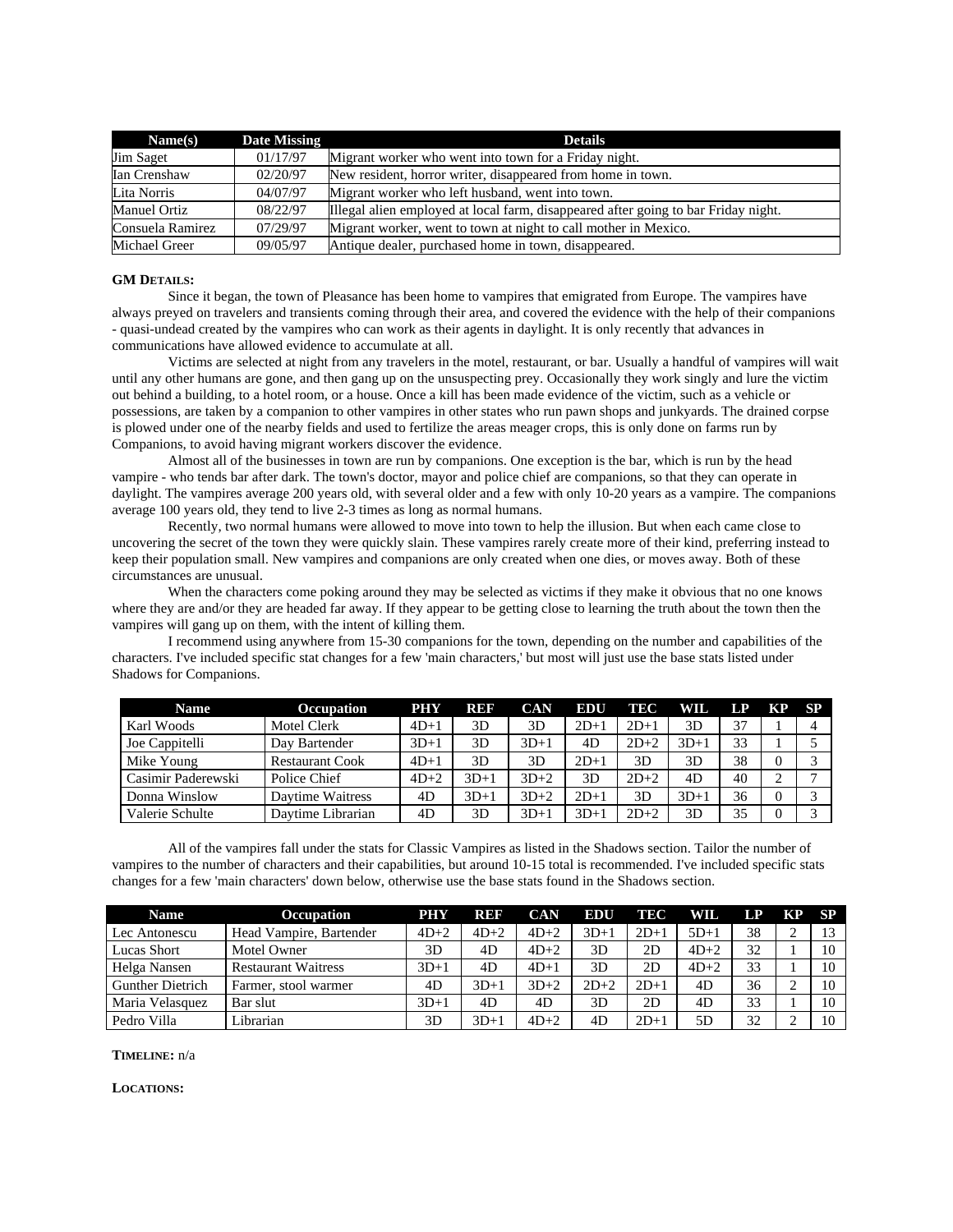| Name(s) | Date Missing | Details |
|---|---|---|
| Jim Saget | 01/17/97 | Migrant worker who went into town for a Friday night. |
| Ian Crenshaw | 02/20/97 | New resident, horror writer, disappeared from home in town. |
| Lita Norris | 04/07/97 | Migrant worker who left husband, went into town. |
| Manuel Ortiz | 08/22/97 | Illegal alien employed at local farm, disappeared after going to bar Friday night. |
| Consuela Ramirez | 07/29/97 | Migrant worker, went to town at night to call mother in Mexico. |
| Michael Greer | 09/05/97 | Antique dealer, purchased home in town, disappeared. |

**GM DETAILS:**

Since it began, the town of Pleasance has been home to vampires that emigrated from Europe. The vampires have always preyed on travelers and transients coming through their area, and covered the evidence with the help of their companions - quasi-undead created by the vampires who can work as their agents in daylight. It is only recently that advances in communications have allowed evidence to accumulate at all.

Victims are selected at night from any travelers in the motel, restaurant, or bar. Usually a handful of vampires will wait until any other humans are gone, and then gang up on the unsuspecting prey. Occasionally they work singly and lure the victim out behind a building, to a hotel room, or a house. Once a kill has been made evidence of the victim, such as a vehicle or possessions, are taken by a companion to other vampires in other states who run pawn shops and junkyards. The drained corpse is plowed under one of the nearby fields and used to fertilize the areas meager crops, this is only done on farms run by Companions, to avoid having migrant workers discover the evidence.

Almost all of the businesses in town are run by companions. One exception is the bar, which is run by the head vampire - who tends bar after dark. The town's doctor, mayor and police chief are companions, so that they can operate in daylight. The vampires average 200 years old, with several older and a few with only 10-20 years as a vampire. The companions average 100 years old, they tend to live 2-3 times as long as normal humans.

Recently, two normal humans were allowed to move into town to help the illusion. But when each came close to uncovering the secret of the town they were quickly slain. These vampires rarely create more of their kind, preferring instead to keep their population small. New vampires and companions are only created when one dies, or moves away. Both of these circumstances are unusual.

When the characters come poking around they may be selected as victims if they make it obvious that no one knows where they are and/or they are headed far away. If they appear to be getting close to learning the truth about the town then the vampires will gang up on them, with the intent of killing them.

I recommend using anywhere from 15-30 companions for the town, depending on the number and capabilities of the characters. I've included specific stat changes for a few 'main characters,' but most will just use the base stats listed under Shadows for Companions.

| Name | Occupation | PHY | REF | CAN | EDU | TEC | WIL | LP | KP | SP |
|---|---|---|---|---|---|---|---|---|---|---|
| Karl Woods | Motel Clerk | 4D+1 | 3D | 3D | 2D+1 | 2D+1 | 3D | 37 | 1 | 4 |
| Joe Cappitelli | Day Bartender | 3D+1 | 3D | 3D+1 | 4D | 2D+2 | 3D+1 | 33 | 1 | 5 |
| Mike Young | Restaurant Cook | 4D+1 | 3D | 3D | 2D+1 | 3D | 3D | 38 | 0 | 3 |
| Casimir Paderewski | Police Chief | 4D+2 | 3D+1 | 3D+2 | 3D | 2D+2 | 4D | 40 | 2 | 7 |
| Donna Winslow | Daytime Waitress | 4D | 3D+1 | 3D+2 | 2D+1 | 3D | 3D+1 | 36 | 0 | 3 |
| Valerie Schulte | Daytime Librarian | 4D | 3D | 3D+1 | 3D+1 | 2D+2 | 3D | 35 | 0 | 3 |

All of the vampires fall under the stats for Classic Vampires as listed in the Shadows section. Tailor the number of vampires to the number of characters and their capabilities, but around 10-15 total is recommended. I've included specific stats changes for a few 'main characters' down below, otherwise use the base stats found in the Shadows section.

| Name | Occupation | PHY | REF | CAN | EDU | TEC | WIL | LP | KP | SP |
|---|---|---|---|---|---|---|---|---|---|---|
| Lec Antonescu | Head Vampire, Bartender | 4D+2 | 4D+2 | 4D+2 | 3D+1 | 2D+1 | 5D+1 | 38 | 2 | 13 |
| Lucas Short | Motel Owner | 3D | 4D | 4D+2 | 3D | 2D | 4D+2 | 32 | 1 | 10 |
| Helga Nansen | Restaurant Waitress | 3D+1 | 4D | 4D+1 | 3D | 2D | 4D+2 | 33 | 1 | 10 |
| Gunther Dietrich | Farmer, stool warmer | 4D | 3D+1 | 3D+2 | 2D+2 | 2D+1 | 4D | 36 | 2 | 10 |
| Maria Velasquez | Bar slut | 3D+1 | 4D | 4D | 3D | 2D | 4D | 33 | 1 | 10 |
| Pedro Villa | Librarian | 3D | 3D+1 | 4D+2 | 4D | 2D+1 | 5D | 32 | 2 | 10 |

**TIMELINE:** n/a

**LOCATIONS:**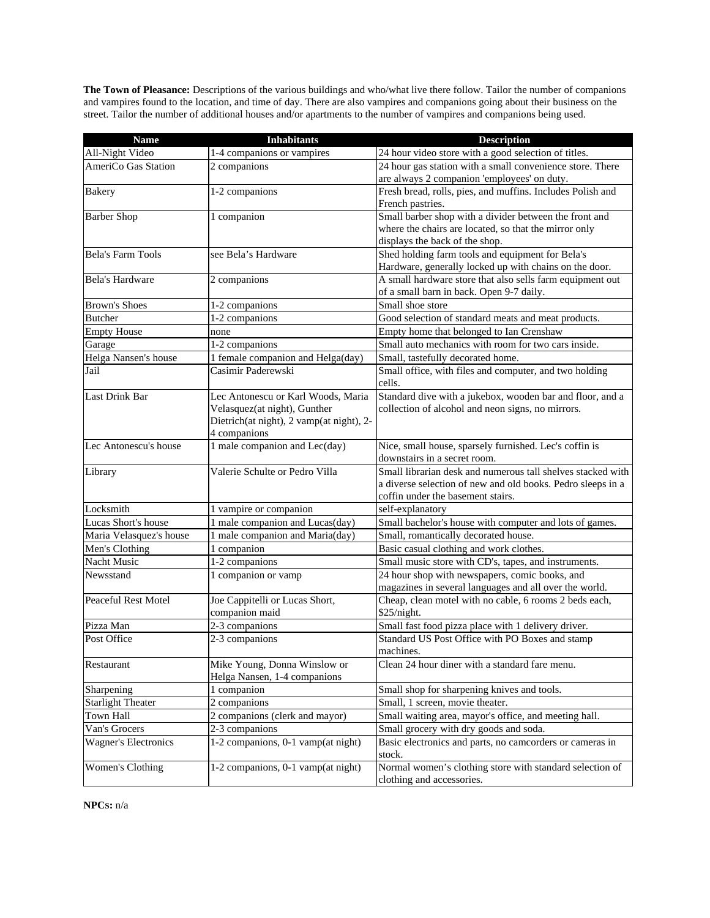**The Town of Pleasance:** Descriptions of the various buildings and who/what live there follow. Tailor the number of companions and vampires found to the location, and time of day. There are also vampires and companions going about their business on the street. Tailor the number of additional houses and/or apartments to the number of vampires and companions being used.

| Name | Inhabitants | Description |
|---|---|---|
| All-Night Video | 1-4 companions or vampires | 24 hour video store with a good selection of titles. |
| AmeriCo Gas Station | 2 companions | 24 hour gas station with a small convenience store. There are always 2 companion 'employees' on duty. |
| Bakery | 1-2 companions | Fresh bread, rolls, pies, and muffins. Includes Polish and French pastries. |
| Barber Shop | 1 companion | Small barber shop with a divider between the front and where the chairs are located, so that the mirror only displays the back of the shop. |
| Bela's Farm Tools | see Bela's Hardware | Shed holding farm tools and equipment for Bela's Hardware, generally locked up with chains on the door. |
| Bela's Hardware | 2 companions | A small hardware store that also sells farm equipment out of a small barn in back. Open 9-7 daily. |
| Brown's Shoes | 1-2 companions | Small shoe store |
| Butcher | 1-2 companions | Good selection of standard meats and meat products. |
| Empty House | none | Empty home that belonged to Ian Crenshaw |
| Garage | 1-2 companions | Small auto mechanics with room for two cars inside. |
| Helga Nansen's house | 1 female companion and Helga(day) | Small, tastefully decorated home. |
| Jail | Casimir Paderewski | Small office, with files and computer, and two holding cells. |
| Last Drink Bar | Lec Antonescu or Karl Woods, Maria Velasquez(at night), Gunther Dietrich(at night), 2 vamp(at night), 2-4 companions | Standard dive with a jukebox, wooden bar and floor, and a collection of alcohol and neon signs, no mirrors. |
| Lec Antonescu's house | 1 male companion and Lec(day) | Nice, small house, sparsely furnished. Lec's coffin is downstairs in a secret room. |
| Library | Valerie Schulte or Pedro Villa | Small librarian desk and numerous tall shelves stacked with a diverse selection of new and old books. Pedro sleeps in a coffin under the basement stairs. |
| Locksmith | 1 vampire or companion | self-explanatory |
| Lucas Short's house | 1 male companion and Lucas(day) | Small bachelor's house with computer and lots of games. |
| Maria Velasquez's house | 1 male companion and Maria(day) | Small, romantically decorated house. |
| Men's Clothing | 1 companion | Basic casual clothing and work clothes. |
| Nacht Music | 1-2 companions | Small music store with CD's, tapes, and instruments. |
| Newsstand | 1 companion or vamp | 24 hour shop with newspapers, comic books, and magazines in several languages and all over the world. |
| Peaceful Rest Motel | Joe Cappitelli or Lucas Short, companion maid | Cheap, clean motel with no cable, 6 rooms 2 beds each, $25/night. |
| Pizza Man | 2-3 companions | Small fast food pizza place with 1 delivery driver. |
| Post Office | 2-3 companions | Standard US Post Office with PO Boxes and stamp machines. |
| Restaurant | Mike Young, Donna Winslow or Helga Nansen, 1-4 companions | Clean 24 hour diner with a standard fare menu. |
| Sharpening | 1 companion | Small shop for sharpening knives and tools. |
| Starlight Theater | 2 companions | Small, 1 screen, movie theater. |
| Town Hall | 2 companions (clerk and mayor) | Small waiting area, mayor's office, and meeting hall. |
| Van's Grocers | 2-3 companions | Small grocery with dry goods and soda. |
| Wagner's Electronics | 1-2 companions, 0-1 vamp(at night) | Basic electronics and parts, no camcorders or cameras in stock. |
| Women's Clothing | 1-2 companions, 0-1 vamp(at night) | Normal women's clothing store with standard selection of clothing and accessories. |

**NPCs:** n/a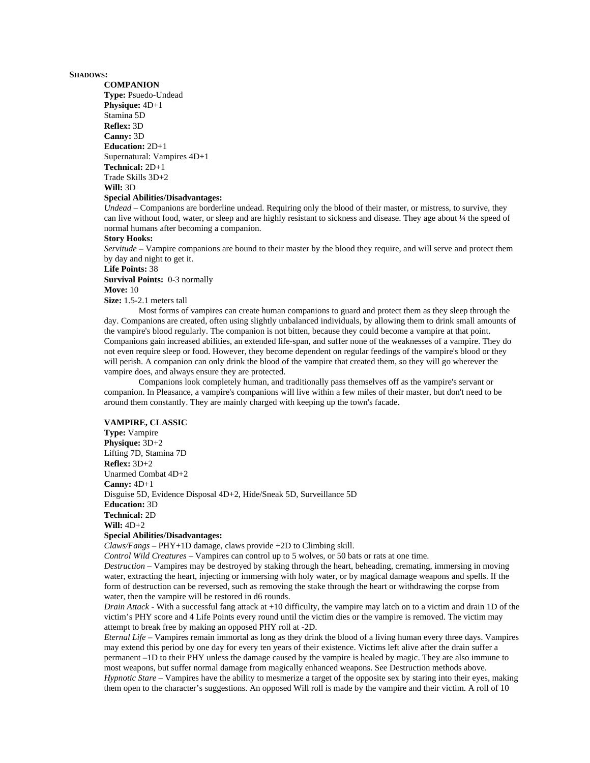**SHADOWS:**

**COMPANION**

**Type:** Psuedo-Undead

**Physique:** 4D+1

Stamina 5D

**Reflex:** 3D

**Canny:** 3D

**Education:** 2D+1

Supernatural: Vampires 4D+1

**Technical:** 2D+1

Trade Skills 3D+2

**Will:** 3D

**Special Abilities/Disadvantages:**

*Undead* – Companions are borderline undead. Requiring only the blood of their master, or mistress, to survive, they can live without food, water, or sleep and are highly resistant to sickness and disease. They age about ¼ the speed of normal humans after becoming a companion.

**Story Hooks:**

*Servitude* – Vampire companions are bound to their master by the blood they require, and will serve and protect them by day and night to get it.

**Life Points:** 38

**Survival Points:** 0-3 normally

**Move:** 10

**Size:** 1.5-2.1 meters tall

Most forms of vampires can create human companions to guard and protect them as they sleep through the day. Companions are created, often using slightly unbalanced individuals, by allowing them to drink small amounts of the vampire's blood regularly. The companion is not bitten, because they could become a vampire at that point. Companions gain increased abilities, an extended life-span, and suffer none of the weaknesses of a vampire. They do not even require sleep or food. However, they become dependent on regular feedings of the vampire's blood or they will perish. A companion can only drink the blood of the vampire that created them, so they will go wherever the vampire does, and always ensure they are protected.

Companions look completely human, and traditionally pass themselves off as the vampire's servant or companion. In Pleasance, a vampire's companions will live within a few miles of their master, but don't need to be around them constantly. They are mainly charged with keeping up the town's facade.

**VAMPIRE, CLASSIC**

**Type:** Vampire

**Physique:** 3D+2

Lifting 7D, Stamina 7D

**Reflex:** 3D+2

Unarmed Combat 4D+2

**Canny:** 4D+1

Disguise 5D, Evidence Disposal 4D+2, Hide/Sneak 5D, Surveillance 5D

**Education:** 3D

**Technical:** 2D

**Will:** 4D+2

**Special Abilities/Disadvantages:**

*Claws/Fangs* – PHY+1D damage, claws provide +2D to Climbing skill.

*Control Wild Creatures* – Vampires can control up to 5 wolves, or 50 bats or rats at one time.

*Destruction* – Vampires may be destroyed by staking through the heart, beheading, cremating, immersing in moving water, extracting the heart, injecting or immersing with holy water, or by magical damage weapons and spells. If the form of destruction can be reversed, such as removing the stake through the heart or withdrawing the corpse from water, then the vampire will be restored in d6 rounds.

*Drain Attack* - With a successful fang attack at +10 difficulty, the vampire may latch on to a victim and drain 1D of the victim's PHY score and 4 Life Points every round until the victim dies or the vampire is removed. The victim may attempt to break free by making an opposed PHY roll at -2D.

*Eternal Life* – Vampires remain immortal as long as they drink the blood of a living human every three days. Vampires may extend this period by one day for every ten years of their existence. Victims left alive after the drain suffer a permanent –1D to their PHY unless the damage caused by the vampire is healed by magic. They are also immune to most weapons, but suffer normal damage from magically enhanced weapons. See Destruction methods above.

*Hypnotic Stare* – Vampires have the ability to mesmerize a target of the opposite sex by staring into their eyes, making them open to the character's suggestions. An opposed Will roll is made by the vampire and their victim. A roll of 10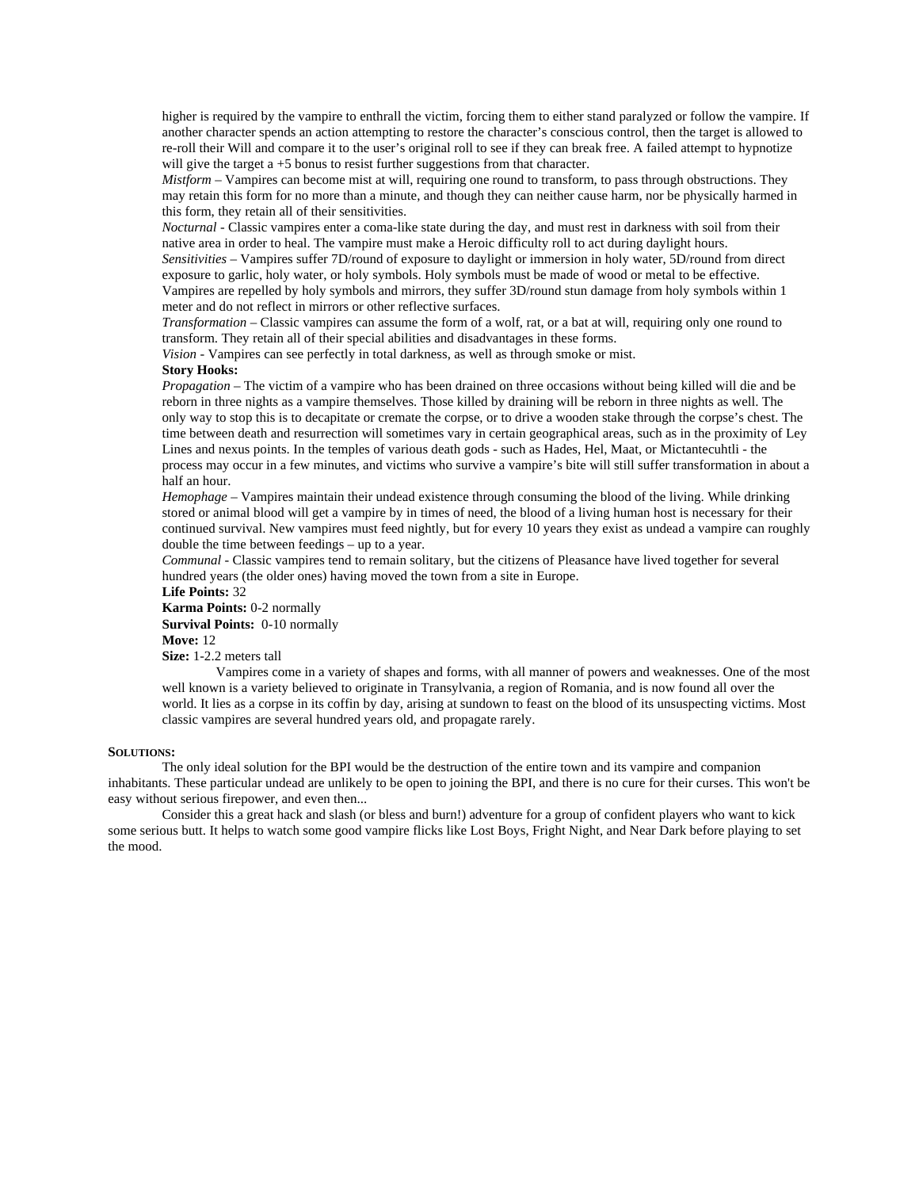higher is required by the vampire to enthrall the victim, forcing them to either stand paralyzed or follow the vampire. If another character spends an action attempting to restore the character's conscious control, then the target is allowed to re-roll their Will and compare it to the user's original roll to see if they can break free. A failed attempt to hypnotize will give the target a +5 bonus to resist further suggestions from that character.

*Mistform* – Vampires can become mist at will, requiring one round to transform, to pass through obstructions. They may retain this form for no more than a minute, and though they can neither cause harm, nor be physically harmed in this form, they retain all of their sensitivities.

*Nocturnal* - Classic vampires enter a coma-like state during the day, and must rest in darkness with soil from their native area in order to heal. The vampire must make a Heroic difficulty roll to act during daylight hours.

*Sensitivities* – Vampires suffer 7D/round of exposure to daylight or immersion in holy water, 5D/round from direct exposure to garlic, holy water, or holy symbols. Holy symbols must be made of wood or metal to be effective. Vampires are repelled by holy symbols and mirrors, they suffer 3D/round stun damage from holy symbols within 1 meter and do not reflect in mirrors or other reflective surfaces.

*Transformation* – Classic vampires can assume the form of a wolf, rat, or a bat at will, requiring only one round to transform. They retain all of their special abilities and disadvantages in these forms.

*Vision* - Vampires can see perfectly in total darkness, as well as through smoke or mist.

**Story Hooks:**

*Propagation* – The victim of a vampire who has been drained on three occasions without being killed will die and be reborn in three nights as a vampire themselves. Those killed by draining will be reborn in three nights as well. The only way to stop this is to decapitate or cremate the corpse, or to drive a wooden stake through the corpse's chest. The time between death and resurrection will sometimes vary in certain geographical areas, such as in the proximity of Ley Lines and nexus points. In the temples of various death gods - such as Hades, Hel, Maat, or Mictantecuhtli - the process may occur in a few minutes, and victims who survive a vampire's bite will still suffer transformation in about a half an hour.

*Hemophage* – Vampires maintain their undead existence through consuming the blood of the living. While drinking stored or animal blood will get a vampire by in times of need, the blood of a living human host is necessary for their continued survival. New vampires must feed nightly, but for every 10 years they exist as undead a vampire can roughly double the time between feedings – up to a year.

*Communal* - Classic vampires tend to remain solitary, but the citizens of Pleasance have lived together for several hundred years (the older ones) having moved the town from a site in Europe.

**Life Points:** 32

**Karma Points:** 0-2 normally

**Survival Points:** 0-10 normally

**Move:** 12

**Size:** 1-2.2 meters tall

Vampires come in a variety of shapes and forms, with all manner of powers and weaknesses. One of the most well known is a variety believed to originate in Transylvania, a region of Romania, and is now found all over the world. It lies as a corpse in its coffin by day, arising at sundown to feast on the blood of its unsuspecting victims. Most classic vampires are several hundred years old, and propagate rarely.

**SOLUTIONS:**

The only ideal solution for the BPI would be the destruction of the entire town and its vampire and companion inhabitants. These particular undead are unlikely to be open to joining the BPI, and there is no cure for their curses. This won't be easy without serious firepower, and even then...

Consider this a great hack and slash (or bless and burn!) adventure for a group of confident players who want to kick some serious butt. It helps to watch some good vampire flicks like Lost Boys, Fright Night, and Near Dark before playing to set the mood.